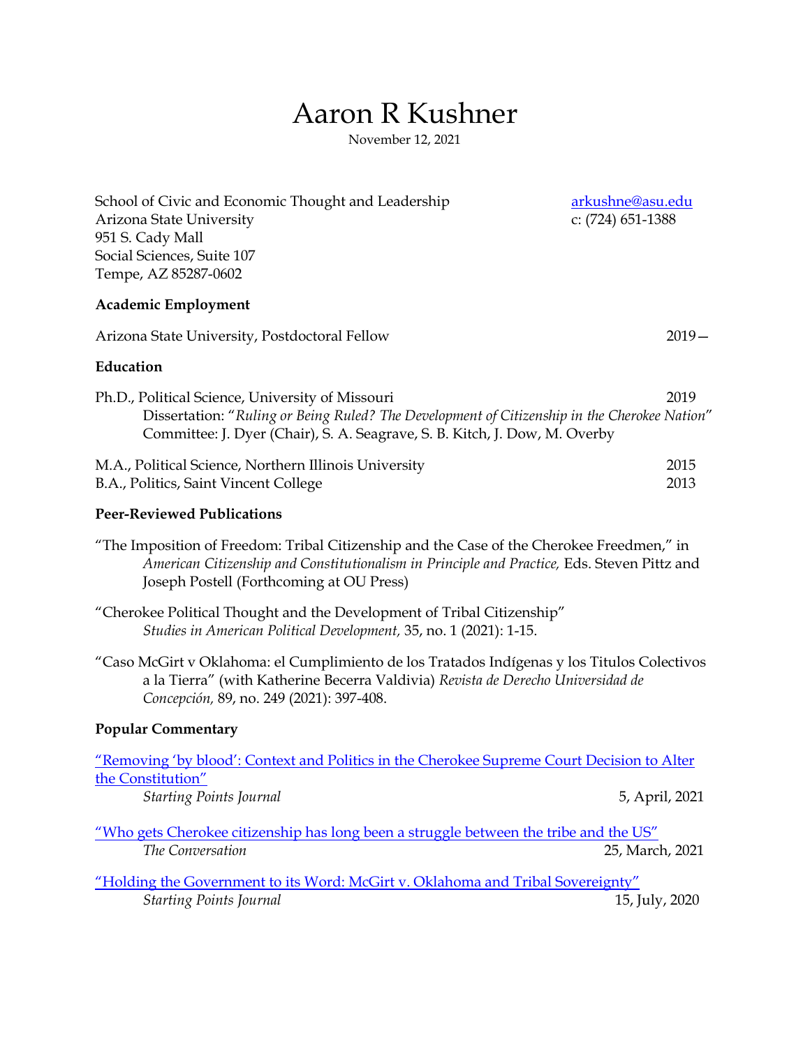# Aaron R Kushner

November 12, 2021

School of Civic and Economic Thought and Leadership
Arizona State University
951 S. Cady Mall
Social Sciences, Suite 107
Tempe, AZ 85287-0602

arkushne@asu.edu
c: (724) 651-1388

## Academic Employment

Arizona State University, Postdoctoral Fellow — 2019—

## Education

Ph.D., Political Science, University of Missouri — 2019
Dissertation: "*Ruling or Being Ruled? The Development of Citizenship in the Cherokee Nation*"
Committee: J. Dyer (Chair), S. A. Seagrave, S. B. Kitch, J. Dow, M. Overby

M.A., Political Science, Northern Illinois University — 2015
B.A., Politics, Saint Vincent College — 2013

## Peer-Reviewed Publications

"The Imposition of Freedom: Tribal Citizenship and the Case of the Cherokee Freedmen," in *American Citizenship and Constitutionalism in Principle and Practice,* Eds. Steven Pittz and Joseph Postell (Forthcoming at OU Press)

"Cherokee Political Thought and the Development of Tribal Citizenship" *Studies in American Political Development,* 35, no. 1 (2021): 1-15.

"Caso McGirt v Oklahoma: el Cumplimiento de los Tratados Indígenas y los Titulos Colectivos a la Tierra" (with Katherine Becerra Valdivia) *Revista de Derecho Universidad de Concepción,* 89, no. 249 (2021): 397-408.

## Popular Commentary

"Removing 'by blood': Context and Politics in the Cherokee Supreme Court Decision to Alter the Constitution"
*Starting Points Journal* — 5, April, 2021

"Who gets Cherokee citizenship has long been a struggle between the tribe and the US"
*The Conversation* — 25, March, 2021

"Holding the Government to its Word: McGirt v. Oklahoma and Tribal Sovereignty"
*Starting Points Journal* — 15, July, 2020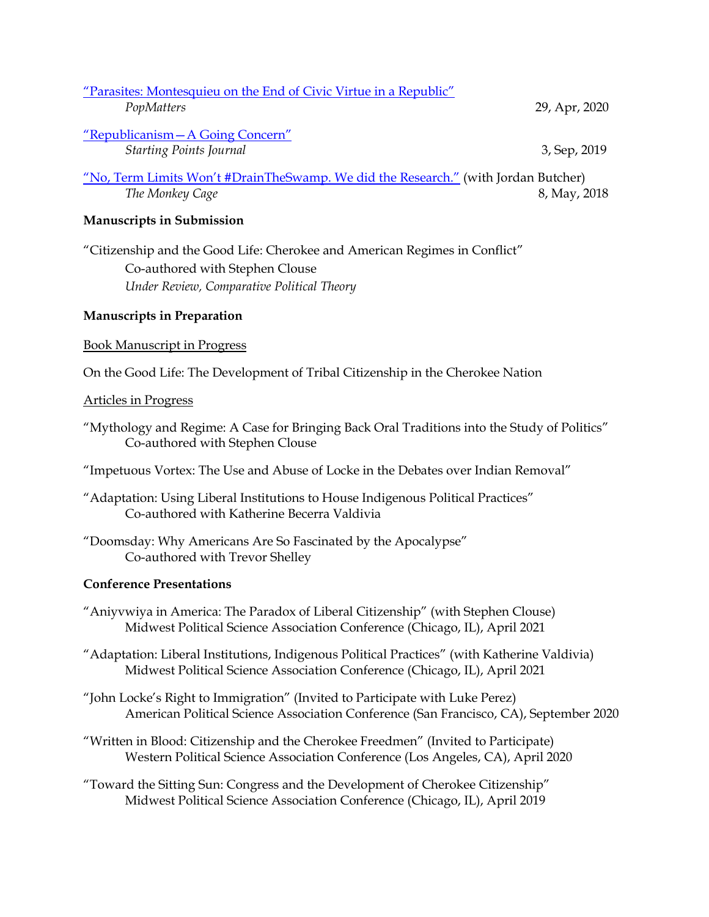"Parasites: Montesquieu on the End of Civic Virtue in a Republic"
*PopMatters* 29, Apr, 2020

"Republicanism—A Going Concern"
*Starting Points Journal* 3, Sep, 2019

"No, Term Limits Won't #DrainTheSwamp. We did the Research." (with Jordan Butcher)
*The Monkey Cage* 8, May, 2018

**Manuscripts in Submission**

"Citizenship and the Good Life: Cherokee and American Regimes in Conflict"
Co-authored with Stephen Clouse
*Under Review, Comparative Political Theory*

**Manuscripts in Preparation**

Book Manuscript in Progress

On the Good Life: The Development of Tribal Citizenship in the Cherokee Nation

Articles in Progress

"Mythology and Regime: A Case for Bringing Back Oral Traditions into the Study of Politics"
Co-authored with Stephen Clouse

"Impetuous Vortex: The Use and Abuse of Locke in the Debates over Indian Removal"

"Adaptation: Using Liberal Institutions to House Indigenous Political Practices"
Co-authored with Katherine Becerra Valdivia

"Doomsday: Why Americans Are So Fascinated by the Apocalypse"
Co-authored with Trevor Shelley

**Conference Presentations**

"Aniyvwiya in America: The Paradox of Liberal Citizenship" (with Stephen Clouse)
Midwest Political Science Association Conference (Chicago, IL), April 2021

"Adaptation: Liberal Institutions, Indigenous Political Practices" (with Katherine Valdivia)
Midwest Political Science Association Conference (Chicago, IL), April 2021

"John Locke's Right to Immigration" (Invited to Participate with Luke Perez)
American Political Science Association Conference (San Francisco, CA), September 2020

"Written in Blood: Citizenship and the Cherokee Freedmen" (Invited to Participate)
Western Political Science Association Conference (Los Angeles, CA), April 2020

"Toward the Sitting Sun: Congress and the Development of Cherokee Citizenship"
Midwest Political Science Association Conference (Chicago, IL), April 2019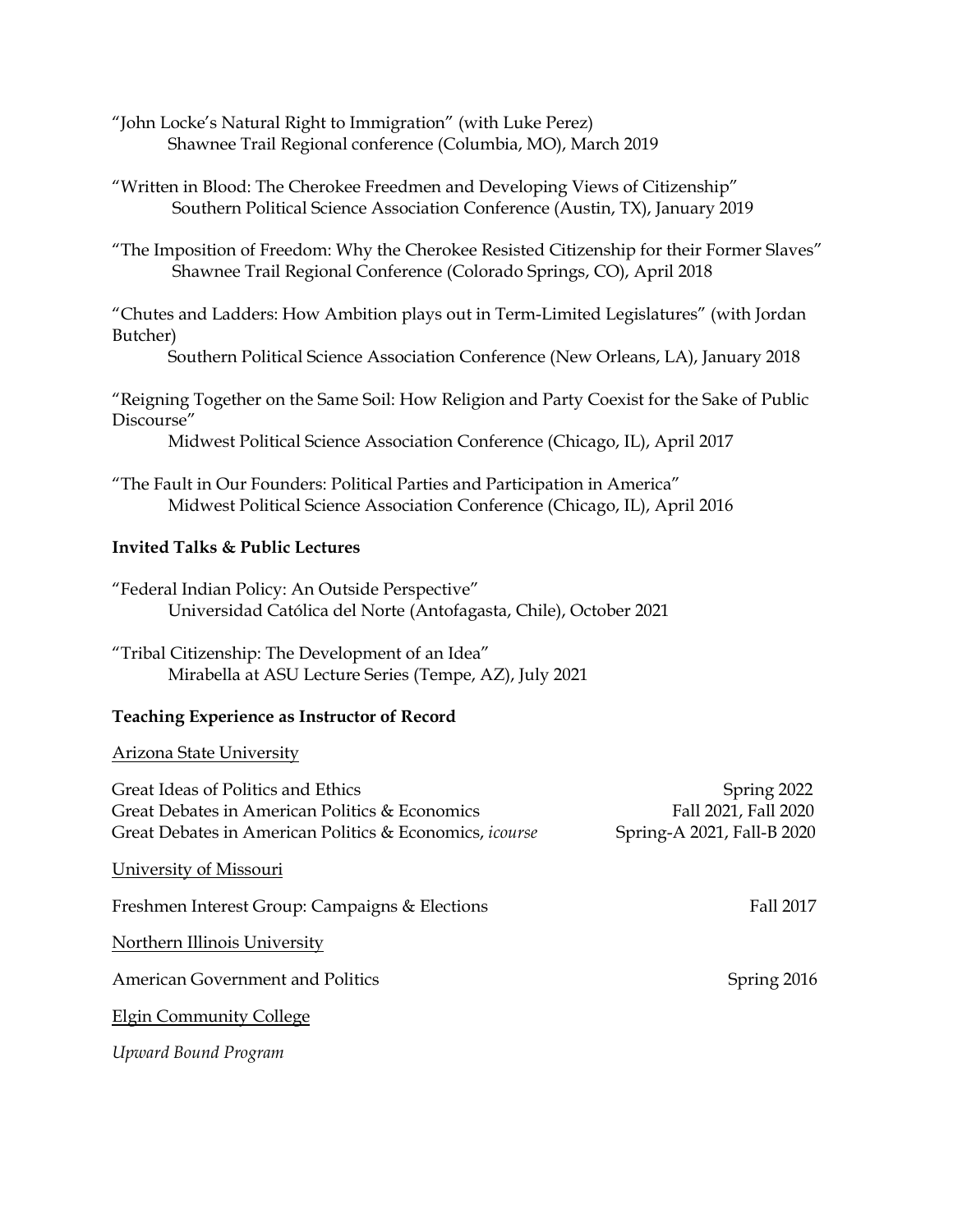"John Locke's Natural Right to Immigration" (with Luke Perez)
Shawnee Trail Regional conference (Columbia, MO), March 2019

"Written in Blood: The Cherokee Freedmen and Developing Views of Citizenship"
Southern Political Science Association Conference (Austin, TX), January 2019

"The Imposition of Freedom: Why the Cherokee Resisted Citizenship for their Former Slaves"
Shawnee Trail Regional Conference (Colorado Springs, CO), April 2018

"Chutes and Ladders: How Ambition plays out in Term-Limited Legislatures" (with Jordan Butcher)
Southern Political Science Association Conference (New Orleans, LA), January 2018

"Reigning Together on the Same Soil: How Religion and Party Coexist for the Sake of Public Discourse"
Midwest Political Science Association Conference (Chicago, IL), April 2017

"The Fault in Our Founders: Political Parties and Participation in America"
Midwest Political Science Association Conference (Chicago, IL), April 2016

**Invited Talks & Public Lectures**

"Federal Indian Policy: An Outside Perspective"
Universidad Católica del Norte (Antofagasta, Chile), October 2021

"Tribal Citizenship: The Development of an Idea"
Mirabella at ASU Lecture Series (Tempe, AZ), July 2021

**Teaching Experience as Instructor of Record**

Arizona State University

Great Ideas of Politics and Ethics — Spring 2022
Great Debates in American Politics & Economics — Fall 2021, Fall 2020
Great Debates in American Politics & Economics, *icourse* — Spring-A 2021, Fall-B 2020

University of Missouri

Freshmen Interest Group: Campaigns & Elections — Fall 2017

Northern Illinois University

American Government and Politics — Spring 2016

Elgin Community College

*Upward Bound Program*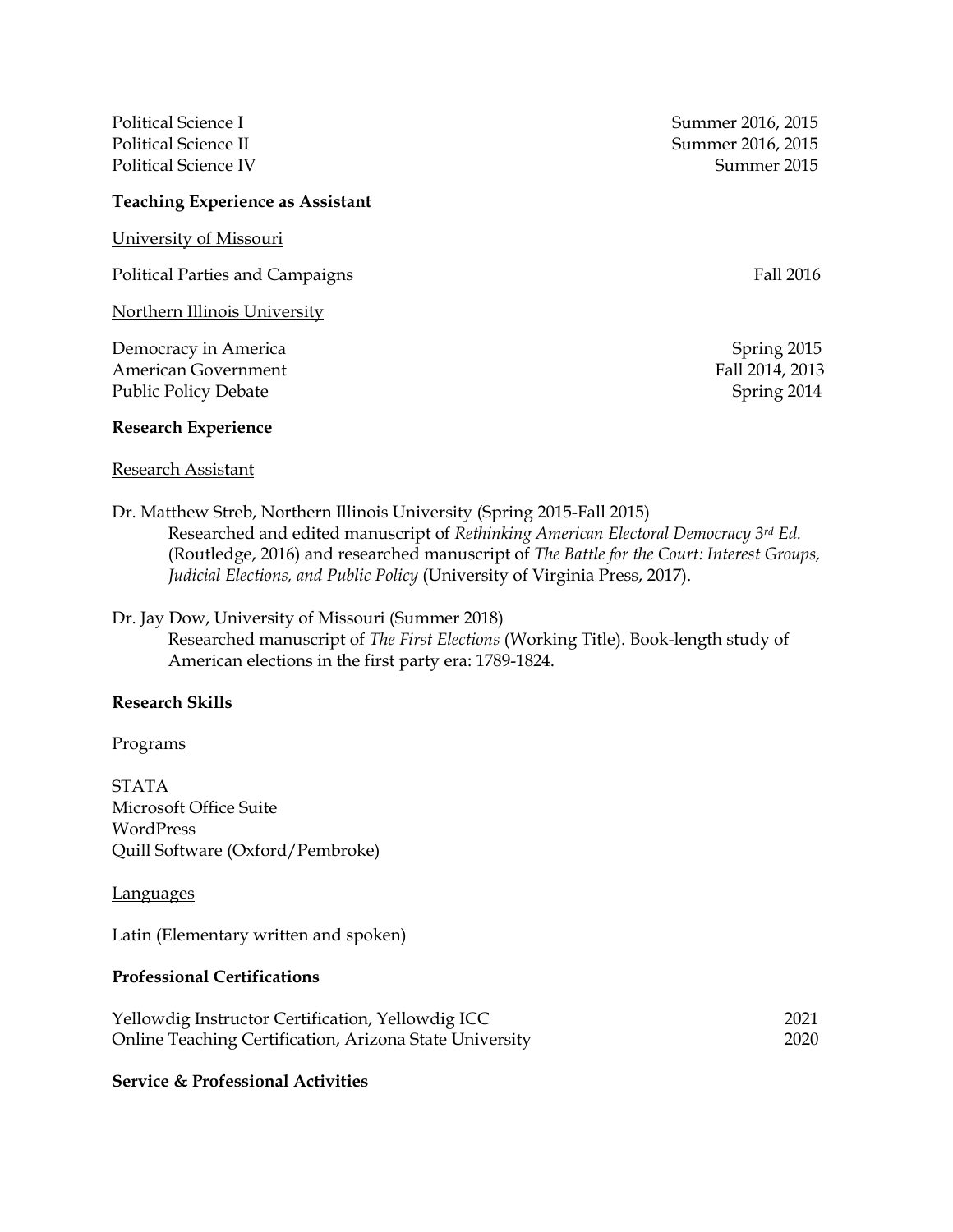Political Science I — Summer 2016, 2015
Political Science II — Summer 2016, 2015
Political Science IV — Summer 2015

**Teaching Experience as Assistant**

<u>University of Missouri</u>

Political Parties and Campaigns — Fall 2016

<u>Northern Illinois University</u>

Democracy in America — Spring 2015
American Government — Fall 2014, 2013
Public Policy Debate — Spring 2014

**Research Experience**

<u>Research Assistant</u>

Dr. Matthew Streb, Northern Illinois University (Spring 2015-Fall 2015)
Researched and edited manuscript of *Rethinking American Electoral Democracy 3rd Ed.* (Routledge, 2016) and researched manuscript of *The Battle for the Court: Interest Groups, Judicial Elections, and Public Policy* (University of Virginia Press, 2017).

Dr. Jay Dow, University of Missouri (Summer 2018)
Researched manuscript of *The First Elections* (Working Title). Book-length study of American elections in the first party era: 1789-1824.

**Research Skills**

<u>Programs</u>

STATA
Microsoft Office Suite
WordPress
Quill Software (Oxford/Pembroke)

<u>Languages</u>

Latin (Elementary written and spoken)

**Professional Certifications**

Yellowdig Instructor Certification, Yellowdig ICC — 2021
Online Teaching Certification, Arizona State University — 2020

**Service & Professional Activities**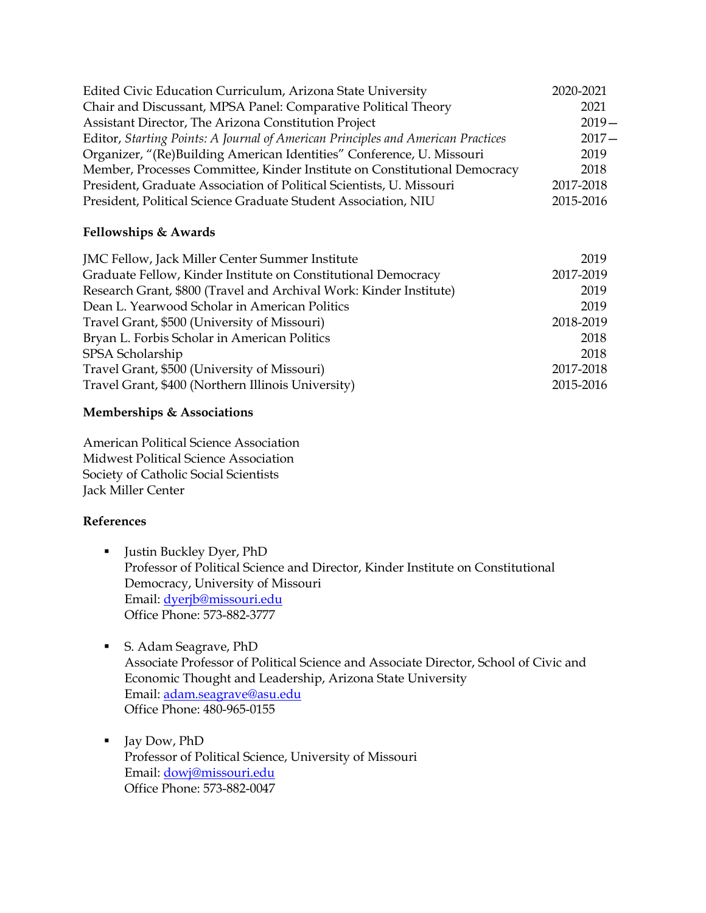| | |
|---|---|
| Edited Civic Education Curriculum, Arizona State University | 2020-2021 |
| Chair and Discussant, MPSA Panel: Comparative Political Theory | 2021 |
| Assistant Director, The Arizona Constitution Project | 2019— |
| Editor, *Starting Points: A Journal of American Principles and American Practices* | 2017— |
| Organizer, "(Re)Building American Identities" Conference, U. Missouri | 2019 |
| Member, Processes Committee, Kinder Institute on Constitutional Democracy | 2018 |
| President, Graduate Association of Political Scientists, U. Missouri | 2017-2018 |
| President, Political Science Graduate Student Association, NIU | 2015-2016 |

**Fellowships & Awards**

| | |
|---|---|
| JMC Fellow, Jack Miller Center Summer Institute | 2019 |
| Graduate Fellow, Kinder Institute on Constitutional Democracy | 2017-2019 |
| Research Grant, $800 (Travel and Archival Work: Kinder Institute) | 2019 |
| Dean L. Yearwood Scholar in American Politics | 2019 |
| Travel Grant, $500 (University of Missouri) | 2018-2019 |
| Bryan L. Forbis Scholar in American Politics | 2018 |
| SPSA Scholarship | 2018 |
| Travel Grant, $500 (University of Missouri) | 2017-2018 |
| Travel Grant, $400 (Northern Illinois University) | 2015-2016 |

**Memberships & Associations**

American Political Science Association
Midwest Political Science Association
Society of Catholic Social Scientists
Jack Miller Center

**References**

- Justin Buckley Dyer, PhD
  Professor of Political Science and Director, Kinder Institute on Constitutional Democracy, University of Missouri
  Email: dyerjb@missouri.edu
  Office Phone: 573-882-3777

- S. Adam Seagrave, PhD
  Associate Professor of Political Science and Associate Director, School of Civic and Economic Thought and Leadership, Arizona State University
  Email: adam.seagrave@asu.edu
  Office Phone: 480-965-0155

- Jay Dow, PhD
  Professor of Political Science, University of Missouri
  Email: dowj@missouri.edu
  Office Phone: 573-882-0047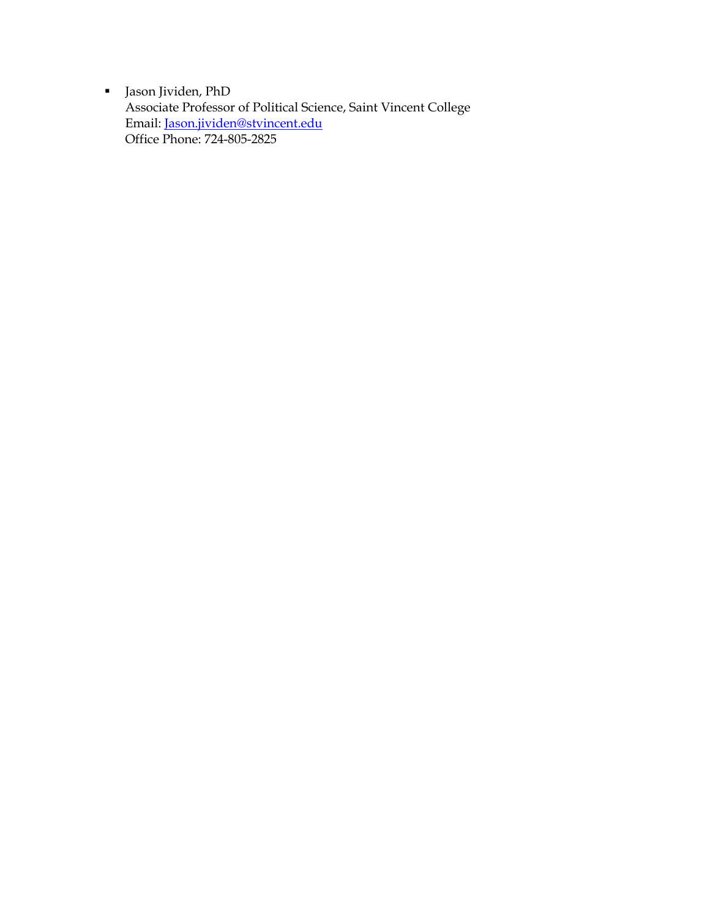- Jason Jividen, PhD
  Associate Professor of Political Science, Saint Vincent College
  Email: Jason.jividen@stvincent.edu
  Office Phone: 724-805-2825